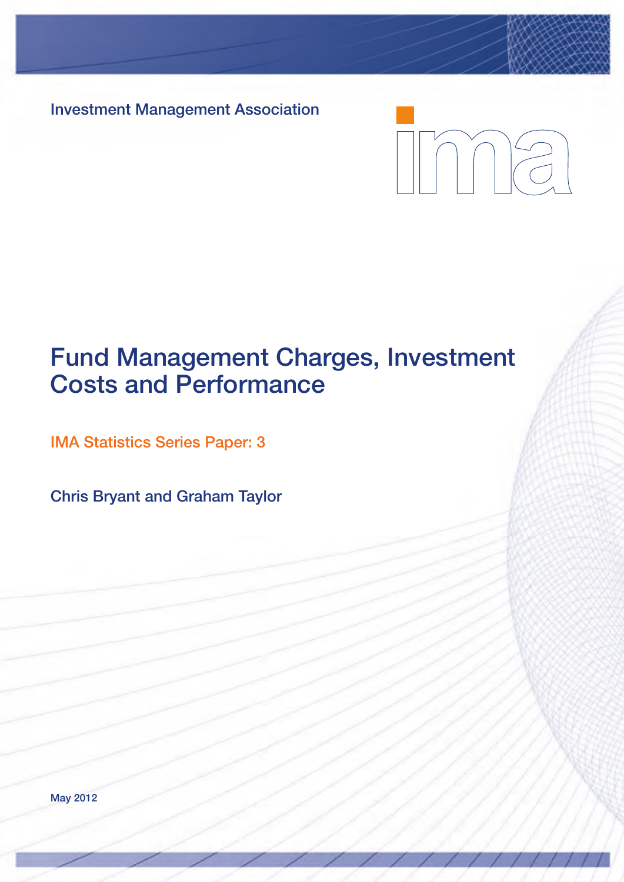Investment Management Association

# Fund Management Charges, Investment Costs and Performance

## IMA Statistics Series Paper: 3

Chris Bryant and Graham Taylor

May 2012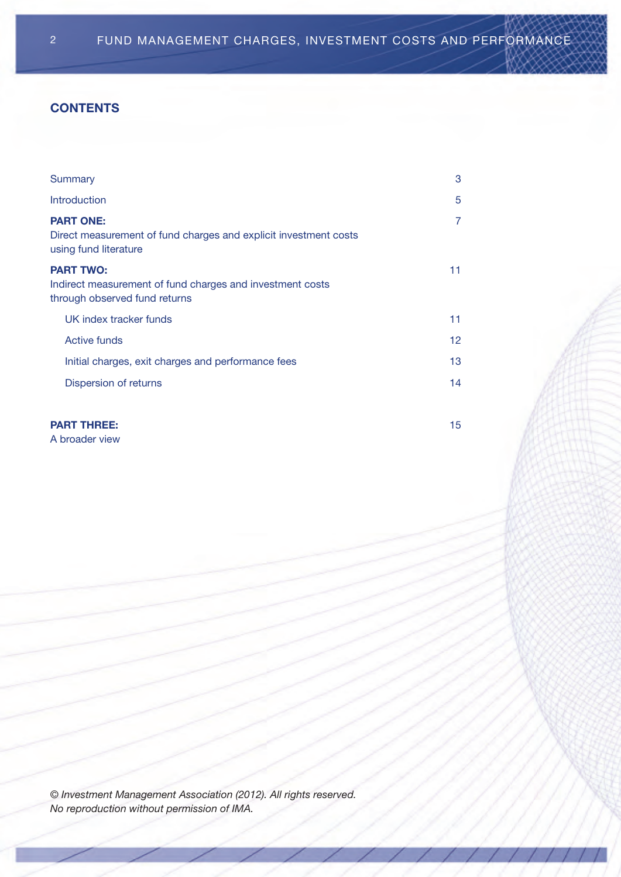## CONTENTS

| | |
|---|---|
| Summary | 3 |
| Introduction | 5 |
| **PART ONE:** Direct measurement of fund charges and explicit investment costs using fund literature | 7 |
| **PART TWO:** Indirect measurement of fund charges and investment costs through observed fund returns | 11 |
| UK index tracker funds | 11 |
| Active funds | 12 |
| Initial charges, exit charges and performance fees | 13 |
| Dispersion of returns | 14 |
| **PART THREE:** A broader view | 15 |

*© Investment Management Association (2012). All rights reserved.*
*No reproduction without permission of IMA.*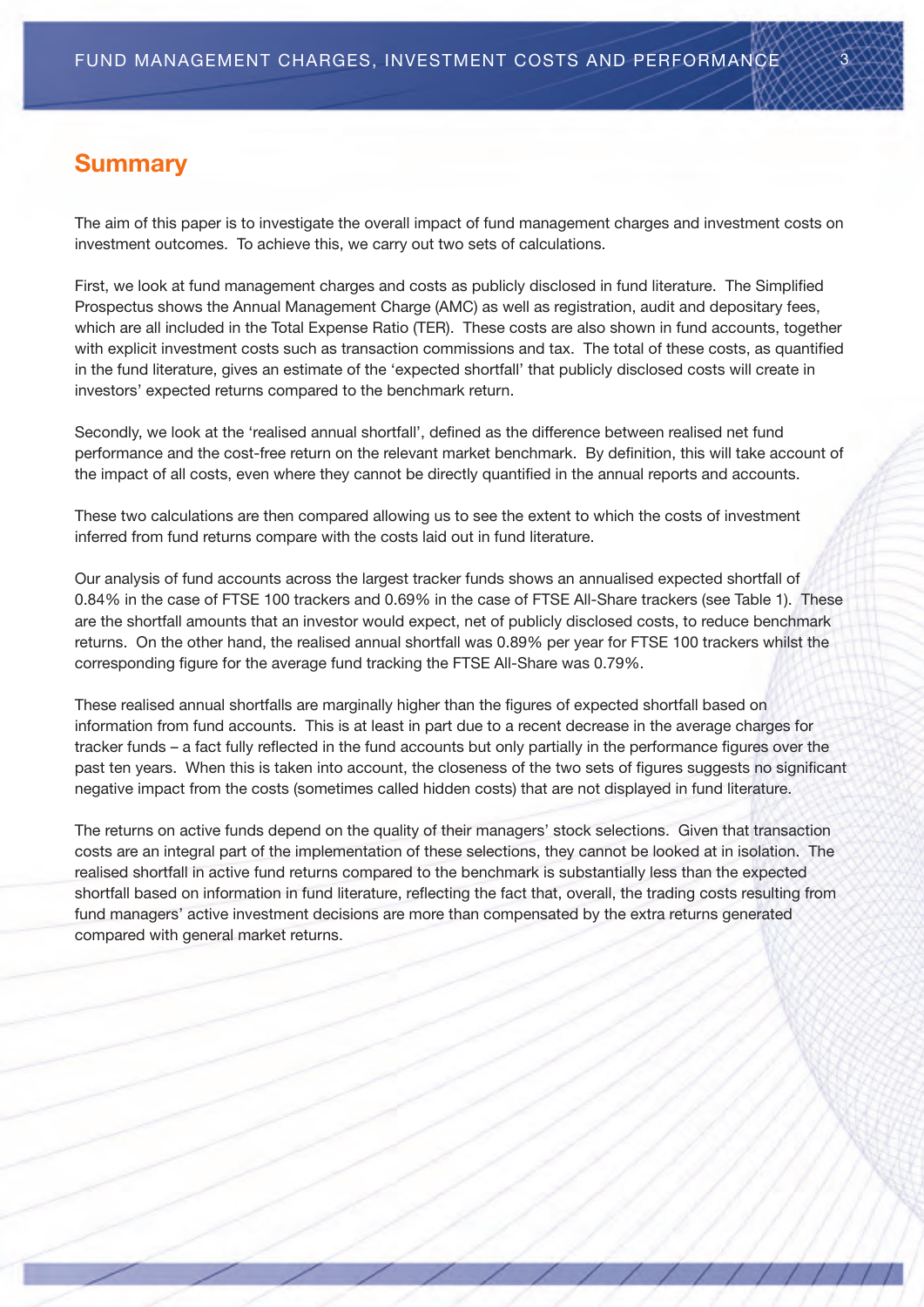## Summary

The aim of this paper is to investigate the overall impact of fund management charges and investment costs on investment outcomes. To achieve this, we carry out two sets of calculations.

First, we look at fund management charges and costs as publicly disclosed in fund literature. The Simplified Prospectus shows the Annual Management Charge (AMC) as well as registration, audit and depositary fees, which are all included in the Total Expense Ratio (TER). These costs are also shown in fund accounts, together with explicit investment costs such as transaction commissions and tax. The total of these costs, as quantified in the fund literature, gives an estimate of the 'expected shortfall' that publicly disclosed costs will create in investors' expected returns compared to the benchmark return.

Secondly, we look at the 'realised annual shortfall', defined as the difference between realised net fund performance and the cost-free return on the relevant market benchmark. By definition, this will take account of the impact of all costs, even where they cannot be directly quantified in the annual reports and accounts.

These two calculations are then compared allowing us to see the extent to which the costs of investment inferred from fund returns compare with the costs laid out in fund literature.

Our analysis of fund accounts across the largest tracker funds shows an annualised expected shortfall of 0.84% in the case of FTSE 100 trackers and 0.69% in the case of FTSE All-Share trackers (see Table 1). These are the shortfall amounts that an investor would expect, net of publicly disclosed costs, to reduce benchmark returns. On the other hand, the realised annual shortfall was 0.89% per year for FTSE 100 trackers whilst the corresponding figure for the average fund tracking the FTSE All-Share was 0.79%.

These realised annual shortfalls are marginally higher than the figures of expected shortfall based on information from fund accounts. This is at least in part due to a recent decrease in the average charges for tracker funds – a fact fully reflected in the fund accounts but only partially in the performance figures over the past ten years. When this is taken into account, the closeness of the two sets of figures suggests no significant negative impact from the costs (sometimes called hidden costs) that are not displayed in fund literature.

The returns on active funds depend on the quality of their managers' stock selections. Given that transaction costs are an integral part of the implementation of these selections, they cannot be looked at in isolation. The realised shortfall in active fund returns compared to the benchmark is substantially less than the expected shortfall based on information in fund literature, reflecting the fact that, overall, the trading costs resulting from fund managers' active investment decisions are more than compensated by the extra returns generated compared with general market returns.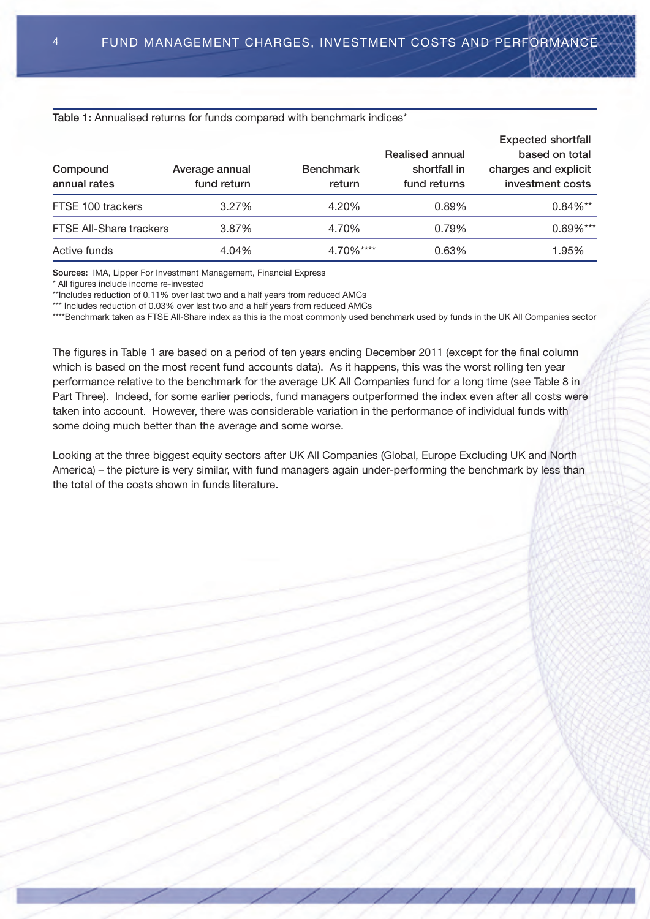**Table 1:** Annualised returns for funds compared with benchmark indices*

| Compound annual rates | Average annual fund return | Benchmark return | Realised annual shortfall in fund returns | Expected shortfall based on total charges and explicit investment costs |
|---|---|---|---|---|
| FTSE 100 trackers | 3.27% | 4.20% | 0.89% | 0.84%** |
| FTSE All-Share trackers | 3.87% | 4.70% | 0.79% | 0.69%*** |
| Active funds | 4.04% | 4.70%**** | 0.63% | 1.95% |

Sources: IMA, Lipper For Investment Management, Financial Express

* All figures include income re-invested

**Includes reduction of 0.11% over last two and a half years from reduced AMCs

*** Includes reduction of 0.03% over last two and a half years from reduced AMCs

****Benchmark taken as FTSE All-Share index as this is the most commonly used benchmark used by funds in the UK All Companies sector

The figures in Table 1 are based on a period of ten years ending December 2011 (except for the final column which is based on the most recent fund accounts data). As it happens, this was the worst rolling ten year performance relative to the benchmark for the average UK All Companies fund for a long time (see Table 8 in Part Three). Indeed, for some earlier periods, fund managers outperformed the index even after all costs were taken into account. However, there was considerable variation in the performance of individual funds with some doing much better than the average and some worse.

Looking at the three biggest equity sectors after UK All Companies (Global, Europe Excluding UK and North America) – the picture is very similar, with fund managers again under-performing the benchmark by less than the total of the costs shown in funds literature.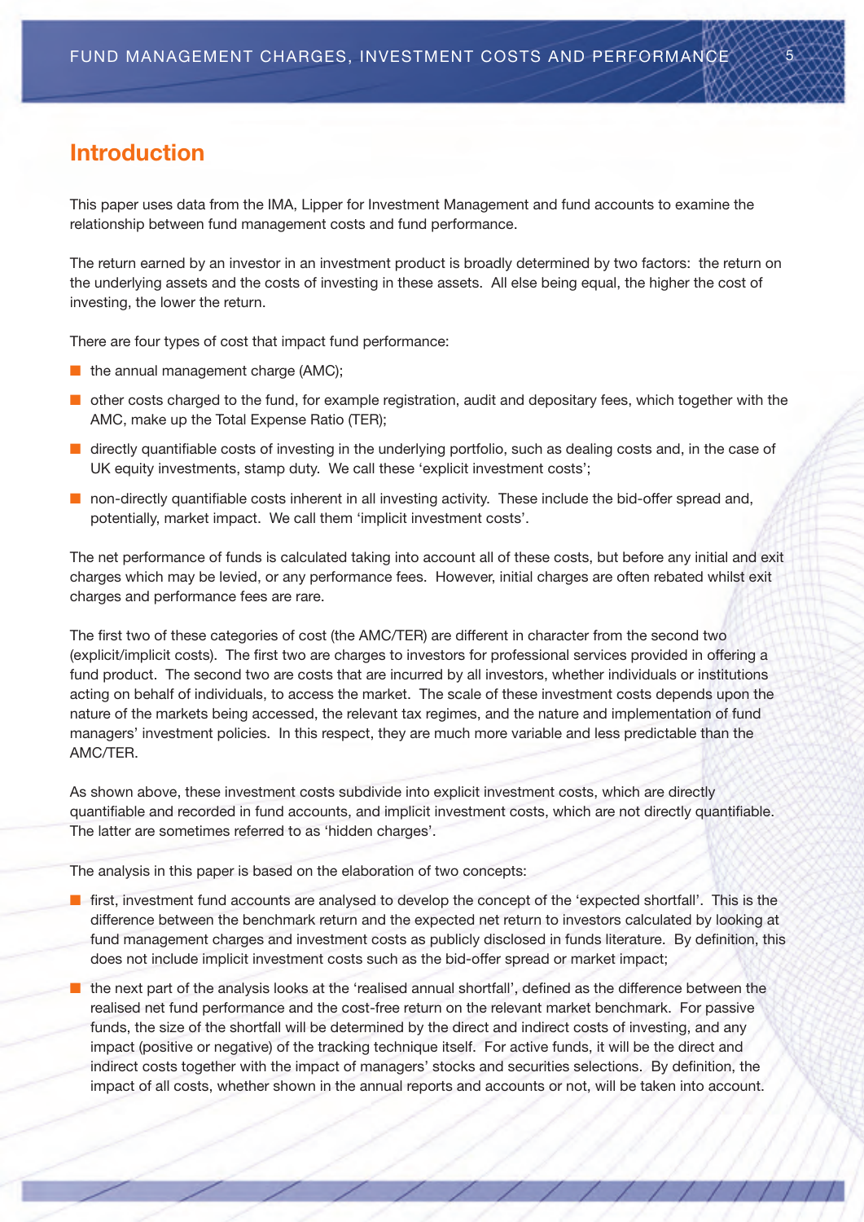## Introduction

This paper uses data from the IMA, Lipper for Investment Management and fund accounts to examine the relationship between fund management costs and fund performance.

The return earned by an investor in an investment product is broadly determined by two factors: the return on the underlying assets and the costs of investing in these assets. All else being equal, the higher the cost of investing, the lower the return.

There are four types of cost that impact fund performance:

- the annual management charge (AMC);
- other costs charged to the fund, for example registration, audit and depositary fees, which together with the AMC, make up the Total Expense Ratio (TER);
- directly quantifiable costs of investing in the underlying portfolio, such as dealing costs and, in the case of UK equity investments, stamp duty. We call these 'explicit investment costs';
- non-directly quantifiable costs inherent in all investing activity. These include the bid-offer spread and, potentially, market impact. We call them 'implicit investment costs'.

The net performance of funds is calculated taking into account all of these costs, but before any initial and exit charges which may be levied, or any performance fees. However, initial charges are often rebated whilst exit charges and performance fees are rare.

The first two of these categories of cost (the AMC/TER) are different in character from the second two (explicit/implicit costs). The first two are charges to investors for professional services provided in offering a fund product. The second two are costs that are incurred by all investors, whether individuals or institutions acting on behalf of individuals, to access the market. The scale of these investment costs depends upon the nature of the markets being accessed, the relevant tax regimes, and the nature and implementation of fund managers' investment policies. In this respect, they are much more variable and less predictable than the AMC/TER.

As shown above, these investment costs subdivide into explicit investment costs, which are directly quantifiable and recorded in fund accounts, and implicit investment costs, which are not directly quantifiable. The latter are sometimes referred to as 'hidden charges'.

The analysis in this paper is based on the elaboration of two concepts:

- first, investment fund accounts are analysed to develop the concept of the 'expected shortfall'. This is the difference between the benchmark return and the expected net return to investors calculated by looking at fund management charges and investment costs as publicly disclosed in funds literature. By definition, this does not include implicit investment costs such as the bid-offer spread or market impact;
- the next part of the analysis looks at the 'realised annual shortfall', defined as the difference between the realised net fund performance and the cost-free return on the relevant market benchmark. For passive funds, the size of the shortfall will be determined by the direct and indirect costs of investing, and any impact (positive or negative) of the tracking technique itself. For active funds, it will be the direct and indirect costs together with the impact of managers' stocks and securities selections. By definition, the impact of all costs, whether shown in the annual reports and accounts or not, will be taken into account.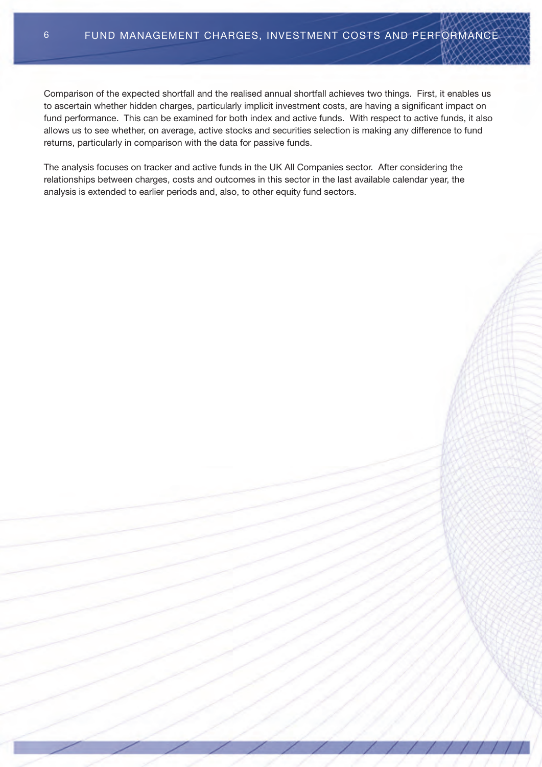Comparison of the expected shortfall and the realised annual shortfall achieves two things. First, it enables us to ascertain whether hidden charges, particularly implicit investment costs, are having a significant impact on fund performance. This can be examined for both index and active funds. With respect to active funds, it also allows us to see whether, on average, active stocks and securities selection is making any difference to fund returns, particularly in comparison with the data for passive funds.

The analysis focuses on tracker and active funds in the UK All Companies sector. After considering the relationships between charges, costs and outcomes in this sector in the last available calendar year, the analysis is extended to earlier periods and, also, to other equity fund sectors.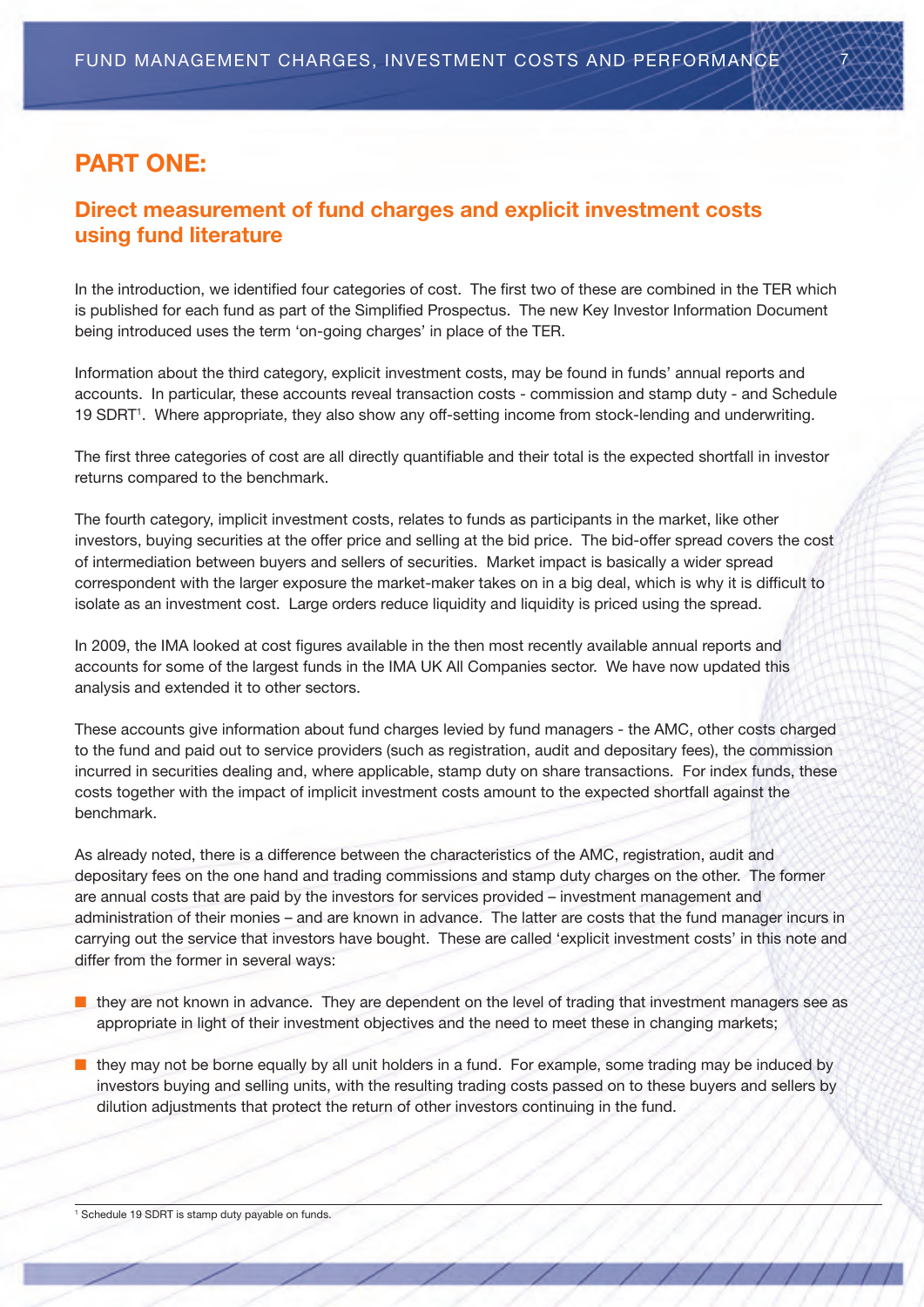# PART ONE:

## Direct measurement of fund charges and explicit investment costs using fund literature

In the introduction, we identified four categories of cost. The first two of these are combined in the TER which is published for each fund as part of the Simplified Prospectus. The new Key Investor Information Document being introduced uses the term 'on-going charges' in place of the TER.

Information about the third category, explicit investment costs, may be found in funds' annual reports and accounts. In particular, these accounts reveal transaction costs - commission and stamp duty - and Schedule 19 SDRT[1]. Where appropriate, they also show any off-setting income from stock-lending and underwriting.

The first three categories of cost are all directly quantifiable and their total is the expected shortfall in investor returns compared to the benchmark.

The fourth category, implicit investment costs, relates to funds as participants in the market, like other investors, buying securities at the offer price and selling at the bid price. The bid-offer spread covers the cost of intermediation between buyers and sellers of securities. Market impact is basically a wider spread correspondent with the larger exposure the market-maker takes on in a big deal, which is why it is difficult to isolate as an investment cost. Large orders reduce liquidity and liquidity is priced using the spread.

In 2009, the IMA looked at cost figures available in the then most recently available annual reports and accounts for some of the largest funds in the IMA UK All Companies sector. We have now updated this analysis and extended it to other sectors.

These accounts give information about fund charges levied by fund managers - the AMC, other costs charged to the fund and paid out to service providers (such as registration, audit and depositary fees), the commission incurred in securities dealing and, where applicable, stamp duty on share transactions. For index funds, these costs together with the impact of implicit investment costs amount to the expected shortfall against the benchmark.

As already noted, there is a difference between the characteristics of the AMC, registration, audit and depositary fees on the one hand and trading commissions and stamp duty charges on the other. The former are annual costs that are paid by the investors for services provided – investment management and administration of their monies – and are known in advance. The latter are costs that the fund manager incurs in carrying out the service that investors have bought. These are called 'explicit investment costs' in this note and differ from the former in several ways:

- they are not known in advance. They are dependent on the level of trading that investment managers see as appropriate in light of their investment objectives and the need to meet these in changing markets;
- they may not be borne equally by all unit holders in a fund. For example, some trading may be induced by investors buying and selling units, with the resulting trading costs passed on to these buyers and sellers by dilution adjustments that protect the return of other investors continuing in the fund.

[1] Schedule 19 SDRT is stamp duty payable on funds.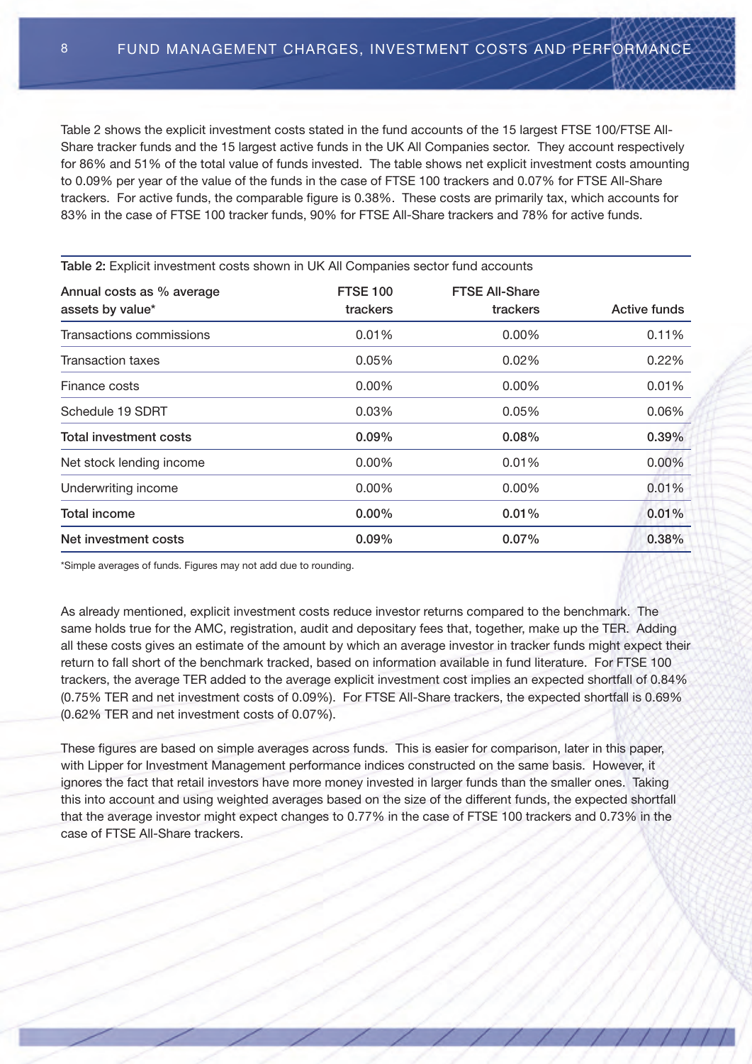Table 2 shows the explicit investment costs stated in the fund accounts of the 15 largest FTSE 100/FTSE All-Share tracker funds and the 15 largest active funds in the UK All Companies sector. They account respectively for 86% and 51% of the total value of funds invested. The table shows net explicit investment costs amounting to 0.09% per year of the value of the funds in the case of FTSE 100 trackers and 0.07% for FTSE All-Share trackers. For active funds, the comparable figure is 0.38%. These costs are primarily tax, which accounts for 83% in the case of FTSE 100 tracker funds, 90% for FTSE All-Share trackers and 78% for active funds.

**Table 2:** Explicit investment costs shown in UK All Companies sector fund accounts

| Annual costs as % average assets by value* | FTSE 100 trackers | FTSE All-Share trackers | Active funds |
|---|---|---|---|
| Transactions commissions | 0.01% | 0.00% | 0.11% |
| Transaction taxes | 0.05% | 0.02% | 0.22% |
| Finance costs | 0.00% | 0.00% | 0.01% |
| Schedule 19 SDRT | 0.03% | 0.05% | 0.06% |
| **Total investment costs** | **0.09%** | **0.08%** | **0.39%** |
| Net stock lending income | 0.00% | 0.01% | 0.00% |
| Underwriting income | 0.00% | 0.00% | 0.01% |
| **Total income** | **0.00%** | **0.01%** | **0.01%** |
| **Net investment costs** | **0.09%** | **0.07%** | **0.38%** |

*Simple averages of funds. Figures may not add due to rounding.

As already mentioned, explicit investment costs reduce investor returns compared to the benchmark. The same holds true for the AMC, registration, audit and depositary fees that, together, make up the TER. Adding all these costs gives an estimate of the amount by which an average investor in tracker funds might expect their return to fall short of the benchmark tracked, based on information available in fund literature. For FTSE 100 trackers, the average TER added to the average explicit investment cost implies an expected shortfall of 0.84% (0.75% TER and net investment costs of 0.09%). For FTSE All-Share trackers, the expected shortfall is 0.69% (0.62% TER and net investment costs of 0.07%).

These figures are based on simple averages across funds. This is easier for comparison, later in this paper, with Lipper for Investment Management performance indices constructed on the same basis. However, it ignores the fact that retail investors have more money invested in larger funds than the smaller ones. Taking this into account and using weighted averages based on the size of the different funds, the expected shortfall that the average investor might expect changes to 0.77% in the case of FTSE 100 trackers and 0.73% in the case of FTSE All-Share trackers.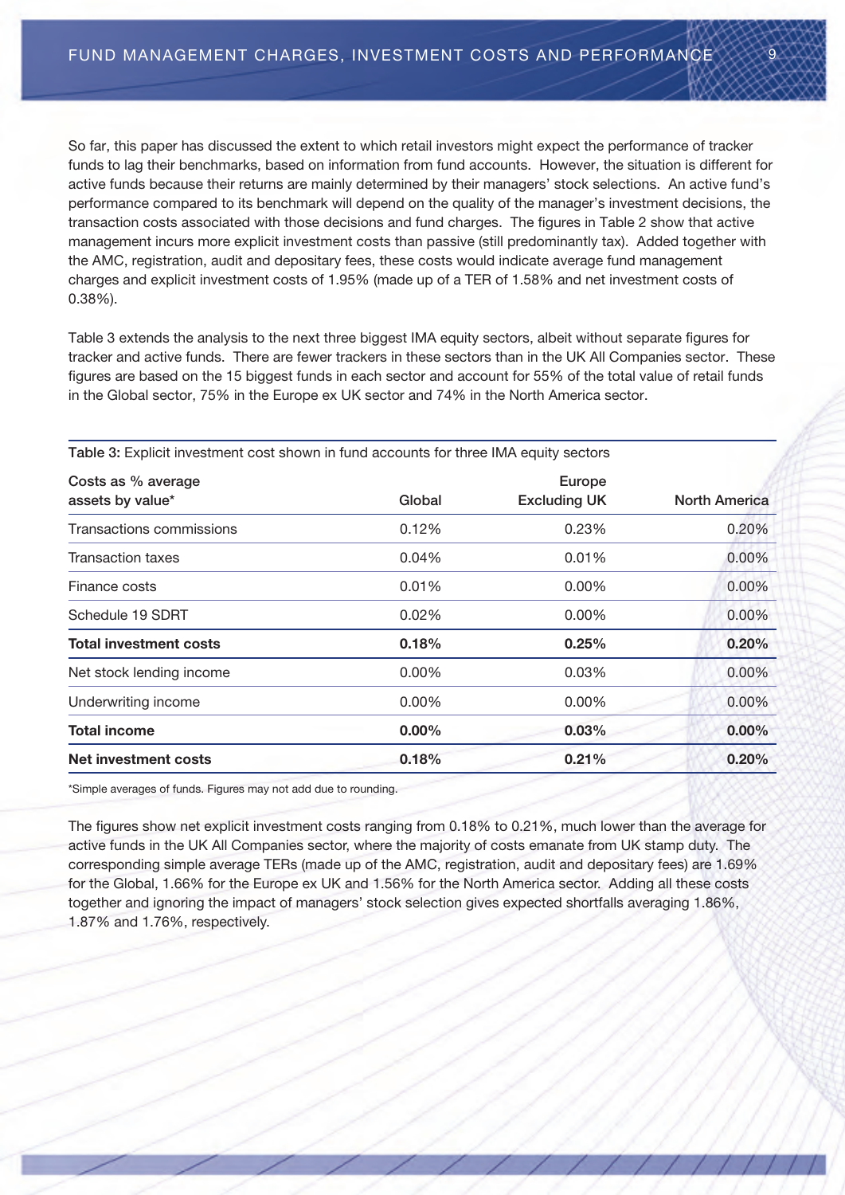So far, this paper has discussed the extent to which retail investors might expect the performance of tracker funds to lag their benchmarks, based on information from fund accounts. However, the situation is different for active funds because their returns are mainly determined by their managers' stock selections. An active fund's performance compared to its benchmark will depend on the quality of the manager's investment decisions, the transaction costs associated with those decisions and fund charges. The figures in Table 2 show that active management incurs more explicit investment costs than passive (still predominantly tax). Added together with the AMC, registration, audit and depositary fees, these costs would indicate average fund management charges and explicit investment costs of 1.95% (made up of a TER of 1.58% and net investment costs of 0.38%).

Table 3 extends the analysis to the next three biggest IMA equity sectors, albeit without separate figures for tracker and active funds. There are fewer trackers in these sectors than in the UK All Companies sector. These figures are based on the 15 biggest funds in each sector and account for 55% of the total value of retail funds in the Global sector, 75% in the Europe ex UK sector and 74% in the North America sector.

**Table 3:** Explicit investment cost shown in fund accounts for three IMA equity sectors

| Costs as % average assets by value* | Global | Europe Excluding UK | North America |
|---|---|---|---|
| Transactions commissions | 0.12% | 0.23% | 0.20% |
| Transaction taxes | 0.04% | 0.01% | 0.00% |
| Finance costs | 0.01% | 0.00% | 0.00% |
| Schedule 19 SDRT | 0.02% | 0.00% | 0.00% |
| **Total investment costs** | **0.18%** | **0.25%** | **0.20%** |
| Net stock lending income | 0.00% | 0.03% | 0.00% |
| Underwriting income | 0.00% | 0.00% | 0.00% |
| **Total income** | **0.00%** | **0.03%** | **0.00%** |
| **Net investment costs** | **0.18%** | **0.21%** | **0.20%** |

*Simple averages of funds. Figures may not add due to rounding.

The figures show net explicit investment costs ranging from 0.18% to 0.21%, much lower than the average for active funds in the UK All Companies sector, where the majority of costs emanate from UK stamp duty. The corresponding simple average TERs (made up of the AMC, registration, audit and depositary fees) are 1.69% for the Global, 1.66% for the Europe ex UK and 1.56% for the North America sector. Adding all these costs together and ignoring the impact of managers' stock selection gives expected shortfalls averaging 1.86%, 1.87% and 1.76%, respectively.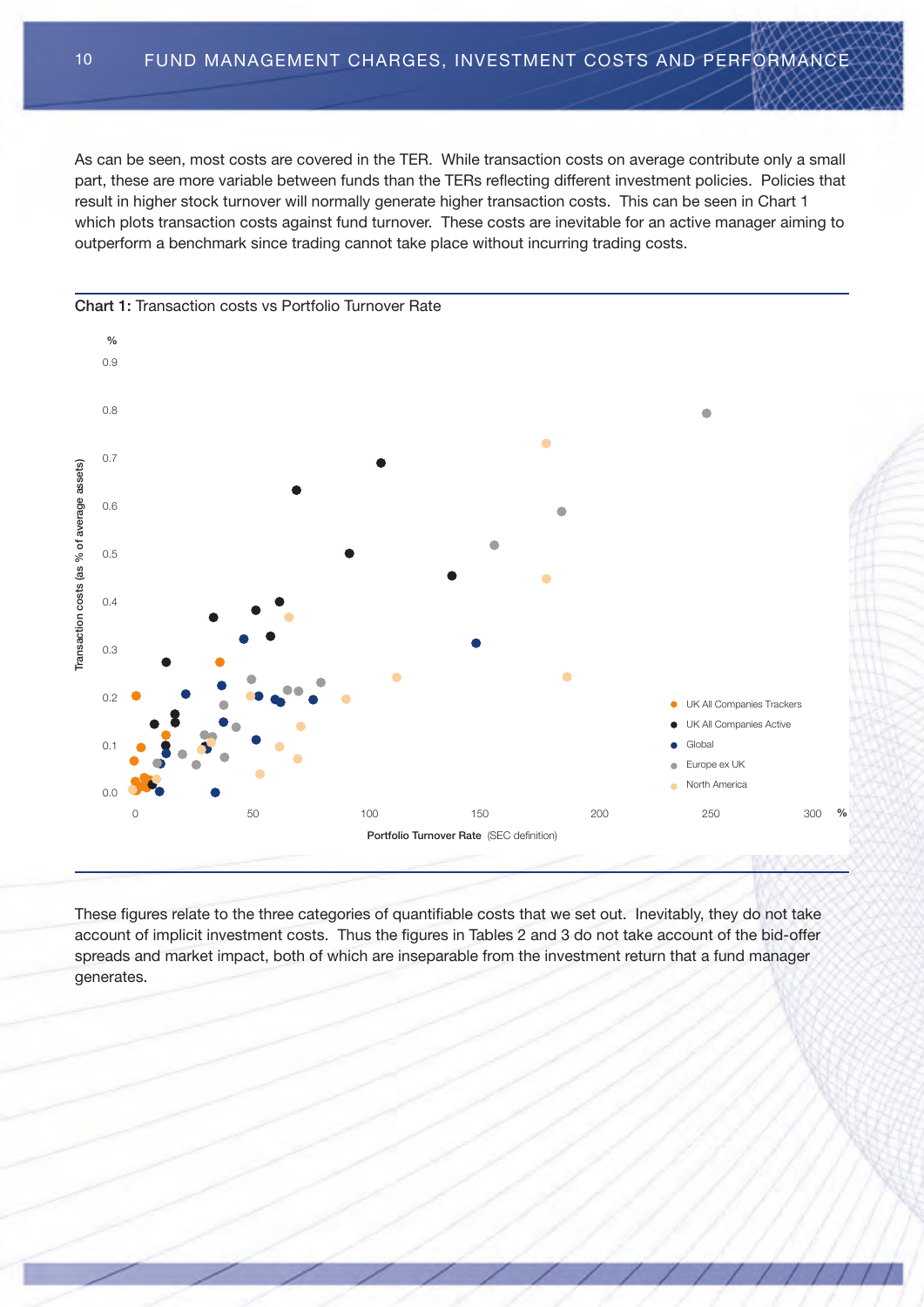As can be seen, most costs are covered in the TER. While transaction costs on average contribute only a small part, these are more variable between funds than the TERs reflecting different investment policies. Policies that result in higher stock turnover will normally generate higher transaction costs. This can be seen in Chart 1 which plots transaction costs against fund turnover. These costs are inevitable for an active manager aiming to outperform a benchmark since trading cannot take place without incurring trading costs.

**Chart 1:** Transaction costs vs Portfolio Turnover Rate

These figures relate to the three categories of quantifiable costs that we set out. Inevitably, they do not take account of implicit investment costs. Thus the figures in Tables 2 and 3 do not take account of the bid-offer spreads and market impact, both of which are inseparable from the investment return that a fund manager generates.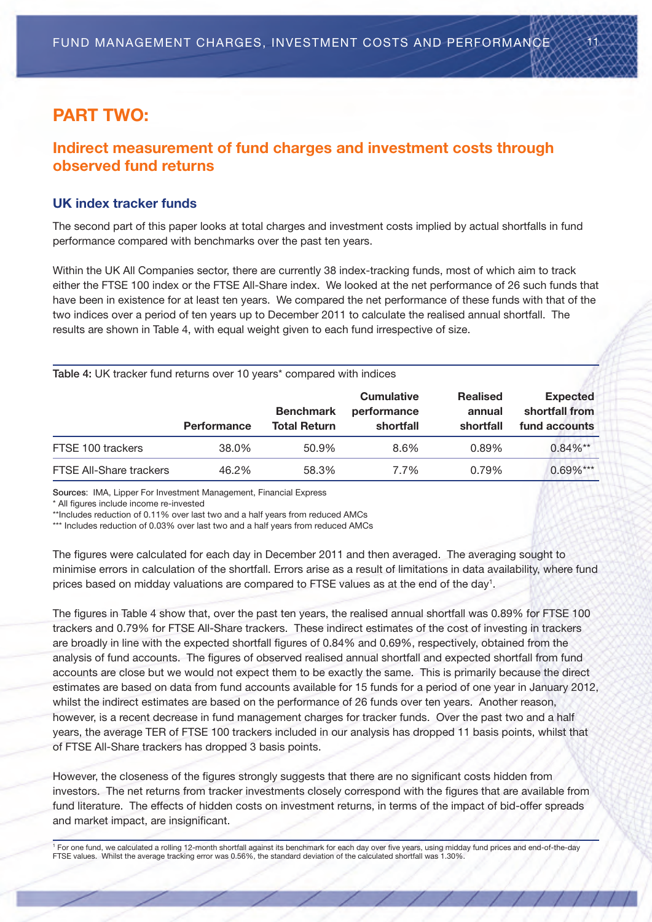# PART TWO:

## Indirect measurement of fund charges and investment costs through observed fund returns

### UK index tracker funds

The second part of this paper looks at total charges and investment costs implied by actual shortfalls in fund performance compared with benchmarks over the past ten years.

Within the UK All Companies sector, there are currently 38 index-tracking funds, most of which aim to track either the FTSE 100 index or the FTSE All-Share index. We looked at the net performance of 26 such funds that have been in existence for at least ten years. We compared the net performance of these funds with that of the two indices over a period of ten years up to December 2011 to calculate the realised annual shortfall. The results are shown in Table 4, with equal weight given to each fund irrespective of size.

**Table 4:** UK tracker fund returns over 10 years* compared with indices

| | Performance | Benchmark Total Return | Cumulative performance shortfall | Realised annual shortfall | Expected shortfall from fund accounts |
|---|---|---|---|---|---|
| FTSE 100 trackers | 38.0% | 50.9% | 8.6% | 0.89% | 0.84%** |
| FTSE All-Share trackers | 46.2% | 58.3% | 7.7% | 0.79% | 0.69%*** |

**Sources**: IMA, Lipper For Investment Management, Financial Express

* All figures include income re-invested

**Includes reduction of 0.11% over last two and a half years from reduced AMCs

*** Includes reduction of 0.03% over last two and a half years from reduced AMCs

The figures were calculated for each day in December 2011 and then averaged. The averaging sought to minimise errors in calculation of the shortfall. Errors arise as a result of limitations in data availability, where fund prices based on midday valuations are compared to FTSE values as at the end of the day[1].

The figures in Table 4 show that, over the past ten years, the realised annual shortfall was 0.89% for FTSE 100 trackers and 0.79% for FTSE All-Share trackers. These indirect estimates of the cost of investing in trackers are broadly in line with the expected shortfall figures of 0.84% and 0.69%, respectively, obtained from the analysis of fund accounts. The figures of observed realised annual shortfall and expected shortfall from fund accounts are close but we would not expect them to be exactly the same. This is primarily because the direct estimates are based on data from fund accounts available for 15 funds for a period of one year in January 2012, whilst the indirect estimates are based on the performance of 26 funds over ten years. Another reason, however, is a recent decrease in fund management charges for tracker funds. Over the past two and a half years, the average TER of FTSE 100 trackers included in our analysis has dropped 11 basis points, whilst that of FTSE All-Share trackers has dropped 3 basis points.

However, the closeness of the figures strongly suggests that there are no significant costs hidden from investors. The net returns from tracker investments closely correspond with the figures that are available from fund literature. The effects of hidden costs on investment returns, in terms of the impact of bid-offer spreads and market impact, are insignificant.

[1] For one fund, we calculated a rolling 12-month shortfall against its benchmark for each day over five years, using midday fund prices and end-of-the-day FTSE values. Whilst the average tracking error was 0.56%, the standard deviation of the calculated shortfall was 1.30%.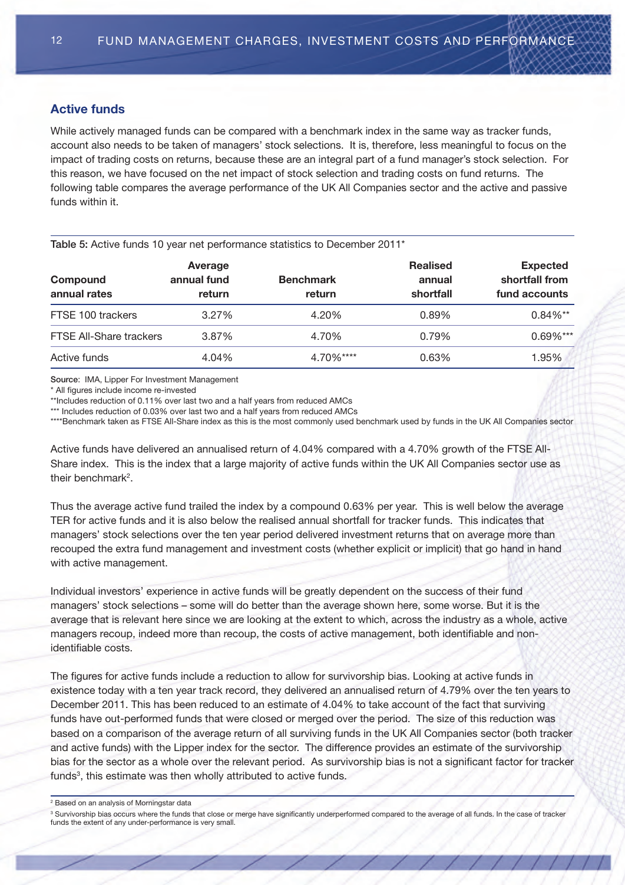## Active funds

While actively managed funds can be compared with a benchmark index in the same way as tracker funds, account also needs to be taken of managers' stock selections. It is, therefore, less meaningful to focus on the impact of trading costs on returns, because these are an integral part of a fund manager's stock selection. For this reason, we have focused on the net impact of stock selection and trading costs on fund returns. The following table compares the average performance of the UK All Companies sector and the active and passive funds within it.

**Table 5:** Active funds 10 year net performance statistics to December 2011*

| Compound annual rates | Average annual fund return | Benchmark return | Realised annual shortfall | Expected shortfall from fund accounts |
|---|---|---|---|---|
| FTSE 100 trackers | 3.27% | 4.20% | 0.89% | 0.84%** |
| FTSE All-Share trackers | 3.87% | 4.70% | 0.79% | 0.69%*** |
| Active funds | 4.04% | 4.70%**** | 0.63% | 1.95% |

**Source**: IMA, Lipper For Investment Management

* All figures include income re-invested

**Includes reduction of 0.11% over last two and a half years from reduced AMCs

*** Includes reduction of 0.03% over last two and a half years from reduced AMCs

****Benchmark taken as FTSE All-Share index as this is the most commonly used benchmark used by funds in the UK All Companies sector

Active funds have delivered an annualised return of 4.04% compared with a 4.70% growth of the FTSE All-Share index. This is the index that a large majority of active funds within the UK All Companies sector use as their benchmark[2].

Thus the average active fund trailed the index by a compound 0.63% per year. This is well below the average TER for active funds and it is also below the realised annual shortfall for tracker funds. This indicates that managers' stock selections over the ten year period delivered investment returns that on average more than recouped the extra fund management and investment costs (whether explicit or implicit) that go hand in hand with active management.

Individual investors' experience in active funds will be greatly dependent on the success of their fund managers' stock selections – some will do better than the average shown here, some worse. But it is the average that is relevant here since we are looking at the extent to which, across the industry as a whole, active managers recoup, indeed more than recoup, the costs of active management, both identifiable and non-identifiable costs.

The figures for active funds include a reduction to allow for survivorship bias. Looking at active funds in existence today with a ten year track record, they delivered an annualised return of 4.79% over the ten years to December 2011. This has been reduced to an estimate of 4.04% to take account of the fact that surviving funds have out-performed funds that were closed or merged over the period. The size of this reduction was based on a comparison of the average return of all surviving funds in the UK All Companies sector (both tracker and active funds) with the Lipper index for the sector. The difference provides an estimate of the survivorship bias for the sector as a whole over the relevant period. As survivorship bias is not a significant factor for tracker funds[3], this estimate was then wholly attributed to active funds.

[2] Based on an analysis of Morningstar data

[3] Survivorship bias occurs where the funds that close or merge have significantly underperformed compared to the average of all funds. In the case of tracker funds the extent of any under-performance is very small.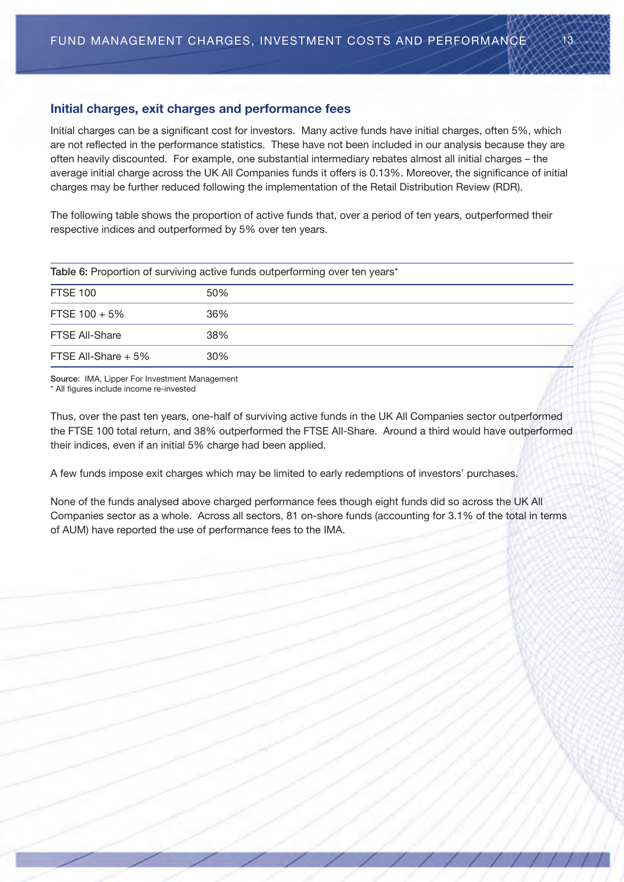## Initial charges, exit charges and performance fees

Initial charges can be a significant cost for investors. Many active funds have initial charges, often 5%, which are not reflected in the performance statistics. These have not been included in our analysis because they are often heavily discounted. For example, one substantial intermediary rebates almost all initial charges – the average initial charge across the UK All Companies funds it offers is 0.13%. Moreover, the significance of initial charges may be further reduced following the implementation of the Retail Distribution Review (RDR).

The following table shows the proportion of active funds that, over a period of ten years, outperformed their respective indices and outperformed by 5% over ten years.

**Table 6:** Proportion of surviving active funds outperforming over ten years*

| | |
|---|---|
| FTSE 100 | 50% |
| FTSE 100 + 5% | 36% |
| FTSE All-Share | 38% |
| FTSE All-Share + 5% | 30% |

Source: IMA, Lipper For Investment Management
* All figures include income re-invested

Thus, over the past ten years, one-half of surviving active funds in the UK All Companies sector outperformed the FTSE 100 total return, and 38% outperformed the FTSE All-Share. Around a third would have outperformed their indices, even if an initial 5% charge had been applied.

A few funds impose exit charges which may be limited to early redemptions of investors' purchases.

None of the funds analysed above charged performance fees though eight funds did so across the UK All Companies sector as a whole. Across all sectors, 81 on-shore funds (accounting for 3.1% of the total in terms of AUM) have reported the use of performance fees to the IMA.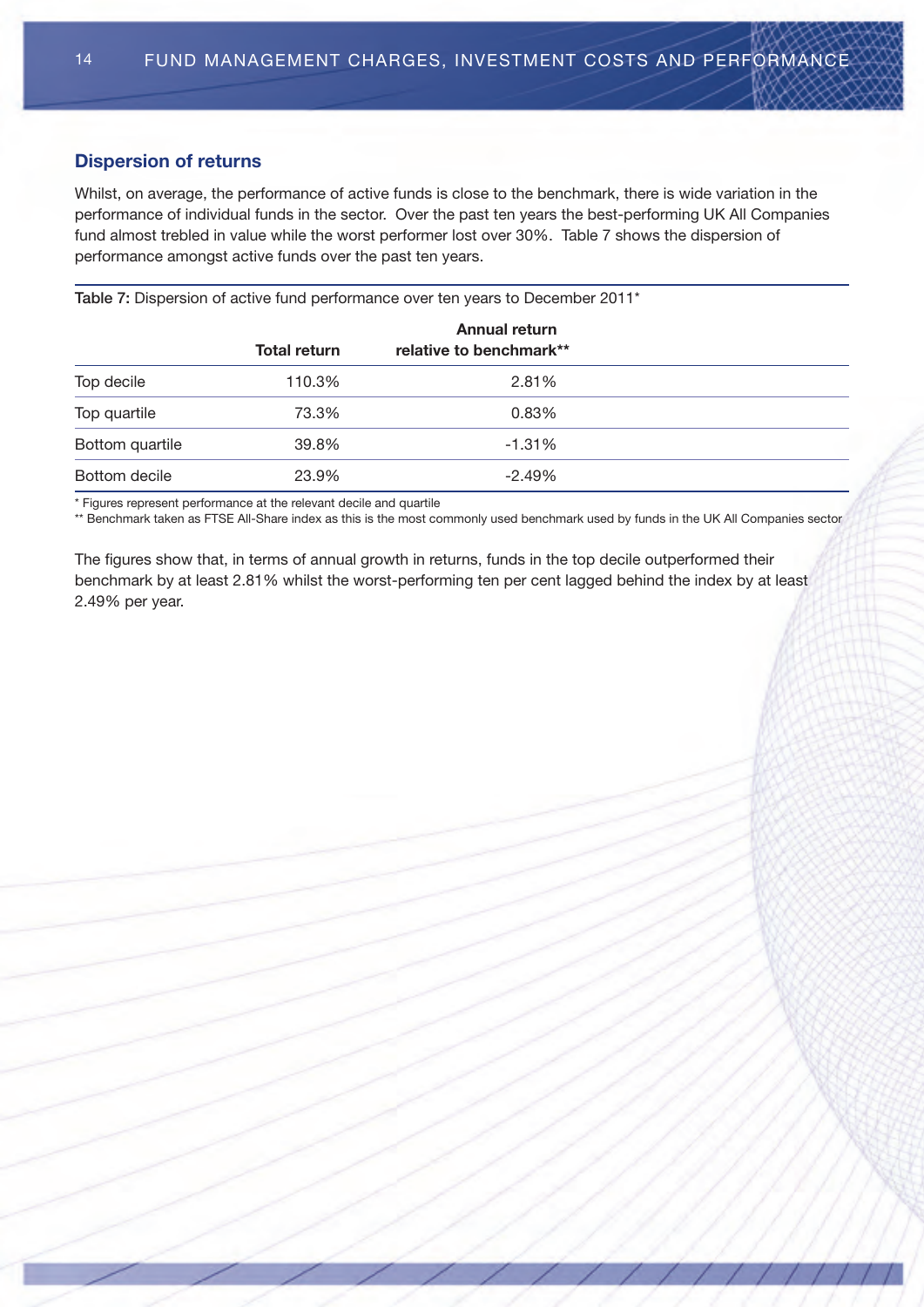## Dispersion of returns

Whilst, on average, the performance of active funds is close to the benchmark, there is wide variation in the performance of individual funds in the sector. Over the past ten years the best-performing UK All Companies fund almost trebled in value while the worst performer lost over 30%. Table 7 shows the dispersion of performance amongst active funds over the past ten years.

**Table 7:** Dispersion of active fund performance over ten years to December 2011*

| | Total return | Annual return relative to benchmark** |
|---|---|---|
| Top decile | 110.3% | 2.81% |
| Top quartile | 73.3% | 0.83% |
| Bottom quartile | 39.8% | -1.31% |
| Bottom decile | 23.9% | -2.49% |

\* Figures represent performance at the relevant decile and quartile

** Benchmark taken as FTSE All-Share index as this is the most commonly used benchmark used by funds in the UK All Companies sector

The figures show that, in terms of annual growth in returns, funds in the top decile outperformed their benchmark by at least 2.81% whilst the worst-performing ten per cent lagged behind the index by at least 2.49% per year.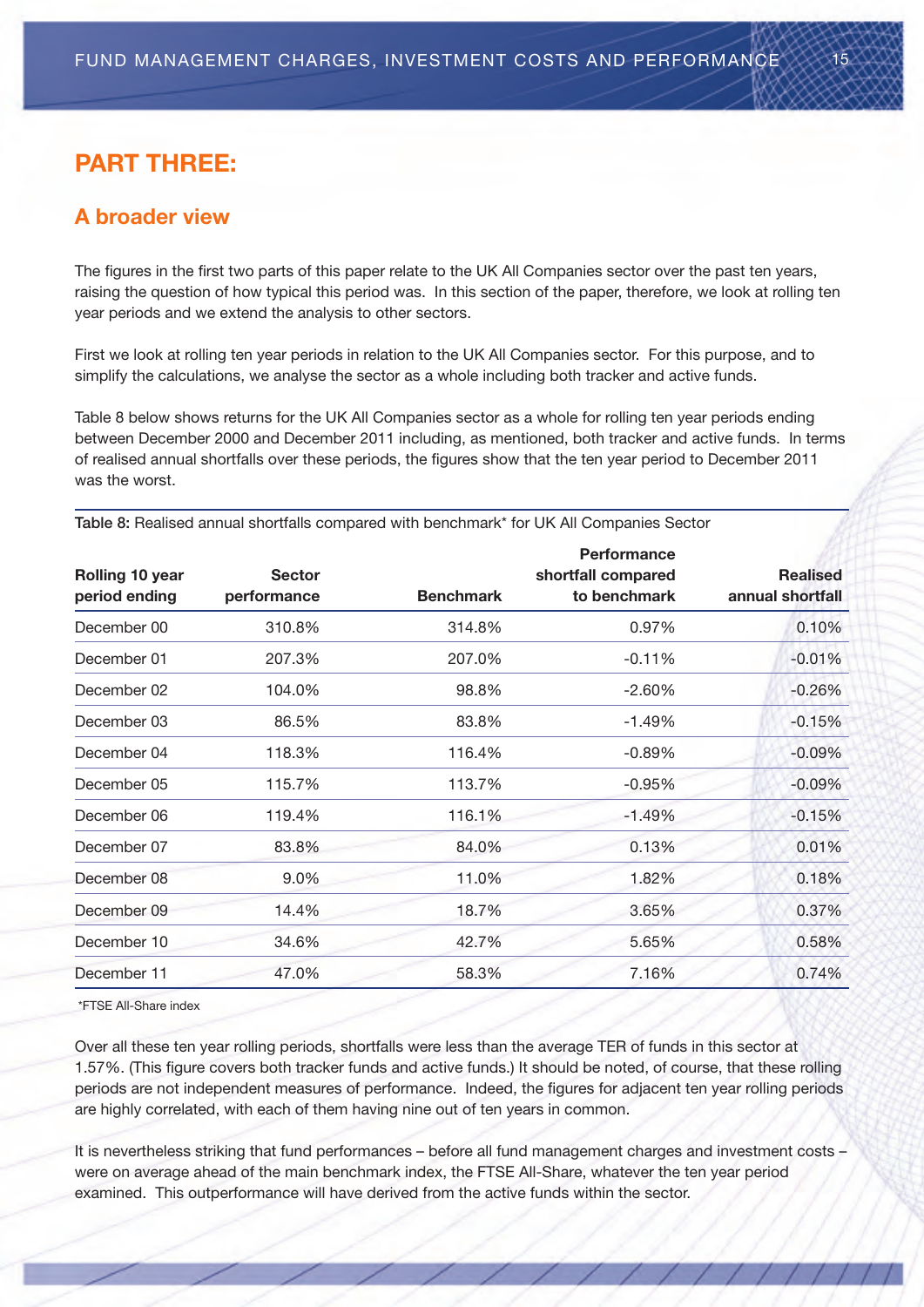# PART THREE:

## A broader view

The figures in the first two parts of this paper relate to the UK All Companies sector over the past ten years, raising the question of how typical this period was. In this section of the paper, therefore, we look at rolling ten year periods and we extend the analysis to other sectors.

First we look at rolling ten year periods in relation to the UK All Companies sector. For this purpose, and to simplify the calculations, we analyse the sector as a whole including both tracker and active funds.

Table 8 below shows returns for the UK All Companies sector as a whole for rolling ten year periods ending between December 2000 and December 2011 including, as mentioned, both tracker and active funds. In terms of realised annual shortfalls over these periods, the figures show that the ten year period to December 2011 was the worst.

**Table 8:** Realised annual shortfalls compared with benchmark* for UK All Companies Sector

| Rolling 10 year period ending | Sector performance | Benchmark | Performance shortfall compared to benchmark | Realised annual shortfall |
|---|---|---|---|---|
| December 00 | 310.8% | 314.8% | 0.97% | 0.10% |
| December 01 | 207.3% | 207.0% | -0.11% | -0.01% |
| December 02 | 104.0% | 98.8% | -2.60% | -0.26% |
| December 03 | 86.5% | 83.8% | -1.49% | -0.15% |
| December 04 | 118.3% | 116.4% | -0.89% | -0.09% |
| December 05 | 115.7% | 113.7% | -0.95% | -0.09% |
| December 06 | 119.4% | 116.1% | -1.49% | -0.15% |
| December 07 | 83.8% | 84.0% | 0.13% | 0.01% |
| December 08 | 9.0% | 11.0% | 1.82% | 0.18% |
| December 09 | 14.4% | 18.7% | 3.65% | 0.37% |
| December 10 | 34.6% | 42.7% | 5.65% | 0.58% |
| December 11 | 47.0% | 58.3% | 7.16% | 0.74% |

*FTSE All-Share index

Over all these ten year rolling periods, shortfalls were less than the average TER of funds in this sector at 1.57%. (This figure covers both tracker funds and active funds.) It should be noted, of course, that these rolling periods are not independent measures of performance. Indeed, the figures for adjacent ten year rolling periods are highly correlated, with each of them having nine out of ten years in common.

It is nevertheless striking that fund performances – before all fund management charges and investment costs – were on average ahead of the main benchmark index, the FTSE All-Share, whatever the ten year period examined. This outperformance will have derived from the active funds within the sector.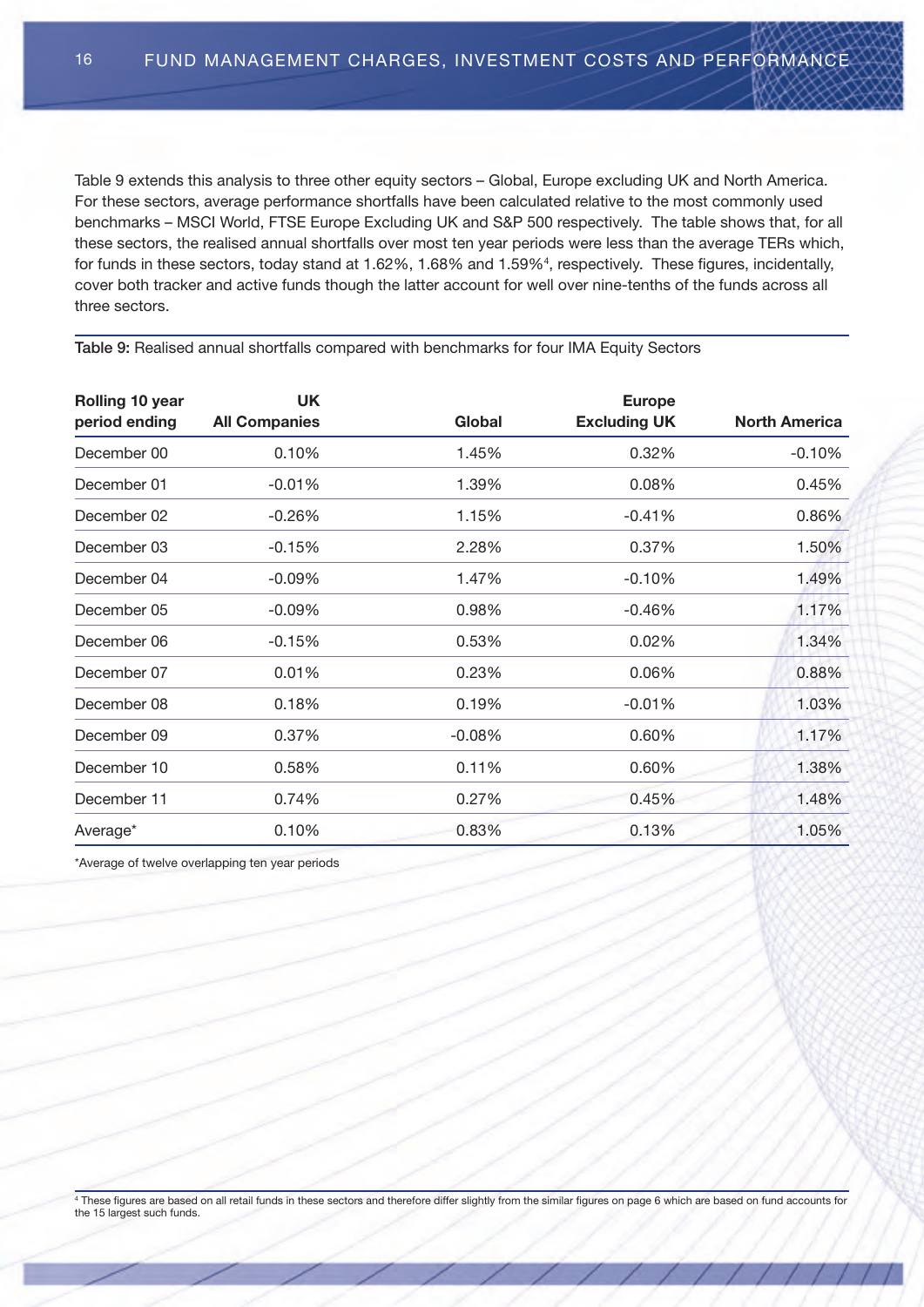Table 9 extends this analysis to three other equity sectors – Global, Europe excluding UK and North America. For these sectors, average performance shortfalls have been calculated relative to the most commonly used benchmarks – MSCI World, FTSE Europe Excluding UK and S&P 500 respectively. The table shows that, for all these sectors, the realised annual shortfalls over most ten year periods were less than the average TERs which, for funds in these sectors, today stand at 1.62%, 1.68% and 1.59%[4], respectively. These figures, incidentally, cover both tracker and active funds though the latter account for well over nine-tenths of the funds across all three sectors.

**Table 9:** Realised annual shortfalls compared with benchmarks for four IMA Equity Sectors

| Rolling 10 year period ending | UK All Companies | Global | Europe Excluding UK | North America |
|---|---|---|---|---|
| December 00 | 0.10% | 1.45% | 0.32% | -0.10% |
| December 01 | -0.01% | 1.39% | 0.08% | 0.45% |
| December 02 | -0.26% | 1.15% | -0.41% | 0.86% |
| December 03 | -0.15% | 2.28% | 0.37% | 1.50% |
| December 04 | -0.09% | 1.47% | -0.10% | 1.49% |
| December 05 | -0.09% | 0.98% | -0.46% | 1.17% |
| December 06 | -0.15% | 0.53% | 0.02% | 1.34% |
| December 07 | 0.01% | 0.23% | 0.06% | 0.88% |
| December 08 | 0.18% | 0.19% | -0.01% | 1.03% |
| December 09 | 0.37% | -0.08% | 0.60% | 1.17% |
| December 10 | 0.58% | 0.11% | 0.60% | 1.38% |
| December 11 | 0.74% | 0.27% | 0.45% | 1.48% |
| Average* | 0.10% | 0.83% | 0.13% | 1.05% |

*Average of twelve overlapping ten year periods

[4] These figures are based on all retail funds in these sectors and therefore differ slightly from the similar figures on page 6 which are based on fund accounts for the 15 largest such funds.